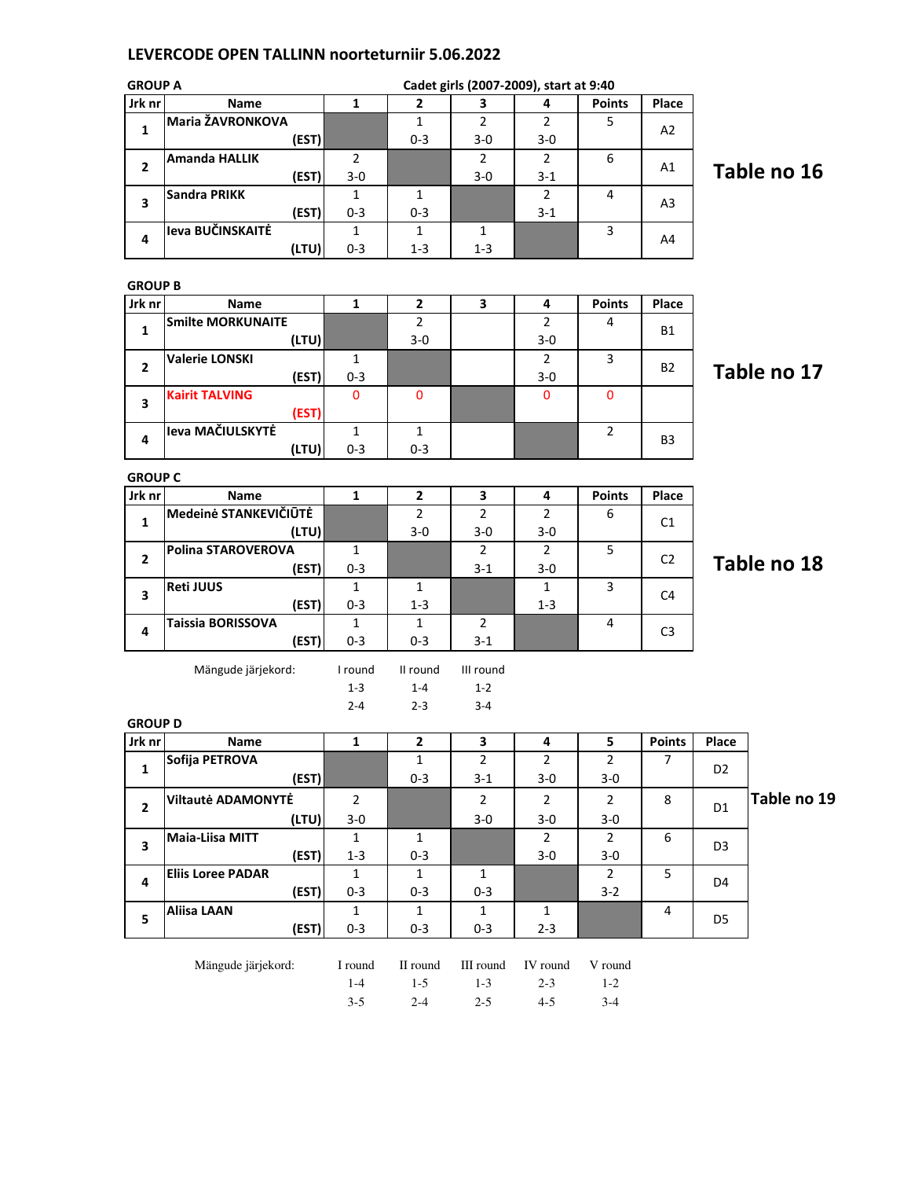# LEVERCODE OPEN TALLINN noorteturniir 5.06.2022

## GROUP A

Cadet girls (2007-2009), start at 9:40

**Table no 16**

| Jrk nr | Name | 1 | 2 | 3 | 4 | Points | Place |
|---|---|---|---|---|---|---|---|
| 1 | Maria ŽAVRONKOVA (EST) | | 1<br>0-3 | 2<br>3-0 | 2<br>3-0 | 5 | A2 |
| 2 | Amanda HALLIK (EST) | 2<br>3-0 | | 2<br>3-0 | 2<br>3-1 | 6 | A1 |
| 3 | Sandra PRIKK (EST) | 1<br>0-3 | 1<br>0-3 | | 2<br>3-1 | 4 | A3 |
| 4 | Ieva BUČINSKAITĖ (LTU) | 1<br>0-3 | 1<br>1-3 | 1<br>1-3 | | 3 | A4 |

## GROUP B

**Table no 17**

| Jrk nr | Name | 1 | 2 | 3 | 4 | Points | Place |
|---|---|---|---|---|---|---|---|
| 1 | Smilte MORKUNAITE (LTU) | | 2<br>3-0 | | 2<br>3-0 | 4 | B1 |
| 2 | Valerie LONSKI (EST) | 1<br>0-3 | | | 2<br>3-0 | 3 | B2 |
| 3 | Kairit TALVING (EST) | 0 | 0 | | 0 | 0 | |
| 4 | Ieva MAČIULSKYTĖ (LTU) | 1<br>0-3 | 1<br>0-3 | | | 2 | B3 |

## GROUP C

**Table no 18**

| Jrk nr | Name | 1 | 2 | 3 | 4 | Points | Place |
|---|---|---|---|---|---|---|---|
| 1 | Medeinė STANKEVIČIŪTĖ (LTU) | | 2<br>3-0 | 2<br>3-0 | 2<br>3-0 | 6 | C1 |
| 2 | Polina STAROVEROVA (EST) | 1<br>0-3 | | 2<br>3-1 | 2<br>3-0 | 5 | C2 |
| 3 | Reti JUUS (EST) | 1<br>0-3 | 1<br>1-3 | | 1<br>1-3 | 3 | C4 |
| 4 | Taissia BORISSOVA (EST) | 1<br>0-3 | 1<br>0-3 | 2<br>3-1 | | 4 | C3 |

| Mängude järjekord: | I round | II round | III round |
|---|---|---|---|
| | 1-3 | 1-4 | 1-2 |
| | 2-4 | 2-3 | 3-4 |

## GROUP D

**Table no 19**

| Jrk nr | Name | 1 | 2 | 3 | 4 | 5 | Points | Place |
|---|---|---|---|---|---|---|---|---|
| 1 | Sofija PETROVA (EST) | | 1<br>0-3 | 2<br>3-1 | 2<br>3-0 | 2<br>3-0 | 7 | D2 |
| 2 | Viltautė ADAMONYTĖ (LTU) | 2<br>3-0 | | 2<br>3-0 | 2<br>3-0 | 2<br>3-0 | 8 | D1 |
| 3 | Maia-Liisa MITT (EST) | 1<br>1-3 | 1<br>0-3 | | 2<br>3-0 | 2<br>3-0 | 6 | D3 |
| 4 | Eliis Loree PADAR (EST) | 1<br>0-3 | 1<br>0-3 | 1<br>0-3 | | 2<br>3-2 | 5 | D4 |
| 5 | Aliisa LAAN (EST) | 1<br>0-3 | 1<br>0-3 | 1<br>0-3 | 1<br>2-3 | | 4 | D5 |

| Mängude järjekord: | I round | II round | III round | IV round | V round |
|---|---|---|---|---|---|
| | 1-4 | 1-5 | 1-3 | 2-3 | 1-2 |
| | 3-5 | 2-4 | 2-5 | 4-5 | 3-4 |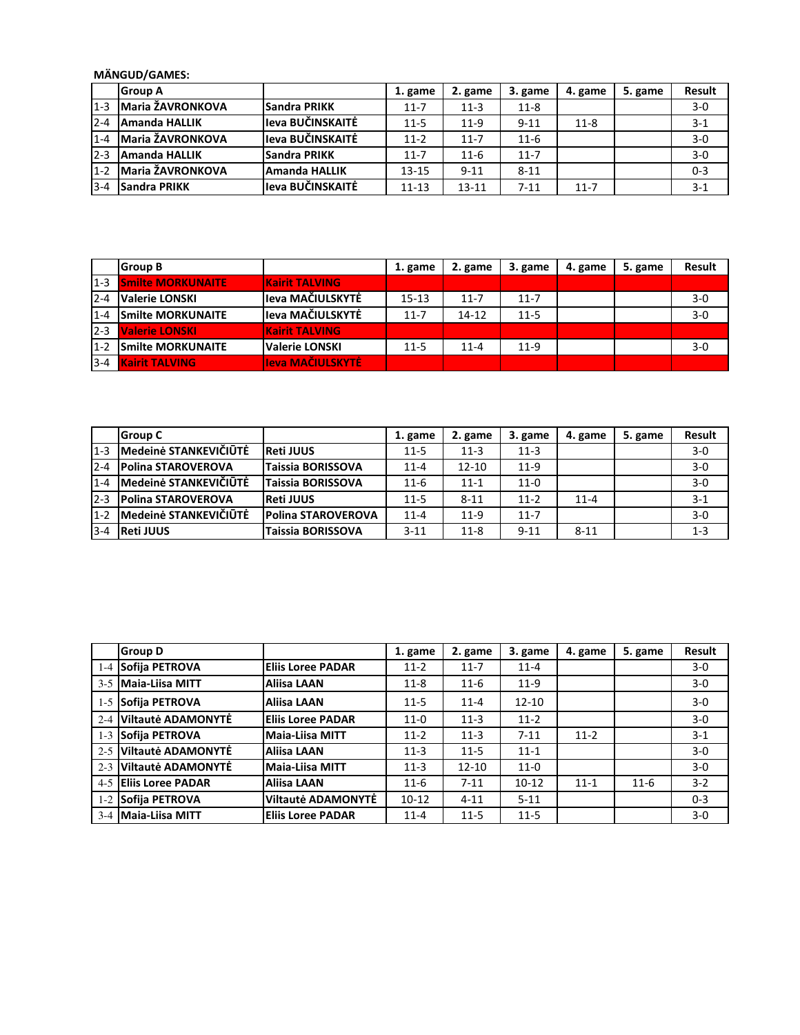**MÄNGUD/GAMES:**

| | Group A | | 1. game | 2. game | 3. game | 4. game | 5. game | Result |
|---|---|---|---|---|---|---|---|---|
| 1-3 | Maria ŽAVRONKOVA | Sandra PRIKK | 11-7 | 11-3 | 11-8 | | | 3-0 |
| 2-4 | Amanda HALLIK | Ieva BUČINSKAITĖ | 11-5 | 11-9 | 9-11 | 11-8 | | 3-1 |
| 1-4 | Maria ŽAVRONKOVA | Ieva BUČINSKAITĖ | 11-2 | 11-7 | 11-6 | | | 3-0 |
| 2-3 | Amanda HALLIK | Sandra PRIKK | 11-7 | 11-6 | 11-7 | | | 3-0 |
| 1-2 | Maria ŽAVRONKOVA | Amanda HALLIK | 13-15 | 9-11 | 8-11 | | | 0-3 |
| 3-4 | Sandra PRIKK | Ieva BUČINSKAITĖ | 11-13 | 13-11 | 7-11 | 11-7 | | 3-1 |

| | Group B | | 1. game | 2. game | 3. game | 4. game | 5. game | Result |
|---|---|---|---|---|---|---|---|---|
| 1-3 | Smilte MORKUNAITE | Kairit TALVING | | | | | | |
| 2-4 | Valerie LONSKI | Ieva MAČIULSKYTĖ | 15-13 | 11-7 | 11-7 | | | 3-0 |
| 1-4 | Smilte MORKUNAITE | Ieva MAČIULSKYTĖ | 11-7 | 14-12 | 11-5 | | | 3-0 |
| 2-3 | Valerie LONSKI | Kairit TALVING | | | | | | |
| 1-2 | Smilte MORKUNAITE | Valerie LONSKI | 11-5 | 11-4 | 11-9 | | | 3-0 |
| 3-4 | Kairit TALVING | Ieva MAČIULSKYTĖ | | | | | | |

| | Group C | | 1. game | 2. game | 3. game | 4. game | 5. game | Result |
|---|---|---|---|---|---|---|---|---|
| 1-3 | Medeinė STANKEVIČIŪTĖ | Reti JUUS | 11-5 | 11-3 | 11-3 | | | 3-0 |
| 2-4 | Polina STAROVEROVA | Taissia BORISSOVA | 11-4 | 12-10 | 11-9 | | | 3-0 |
| 1-4 | Medeinė STANKEVIČIŪTĖ | Taissia BORISSOVA | 11-6 | 11-1 | 11-0 | | | 3-0 |
| 2-3 | Polina STAROVEROVA | Reti JUUS | 11-5 | 8-11 | 11-2 | 11-4 | | 3-1 |
| 1-2 | Medeinė STANKEVIČIŪTĖ | Polina STAROVEROVA | 11-4 | 11-9 | 11-7 | | | 3-0 |
| 3-4 | Reti JUUS | Taissia BORISSOVA | 3-11 | 11-8 | 9-11 | 8-11 | | 1-3 |

| | Group D | | 1. game | 2. game | 3. game | 4. game | 5. game | Result |
|---|---|---|---|---|---|---|---|---|
| 1-4 | Sofija PETROVA | Eliis Loree PADAR | 11-2 | 11-7 | 11-4 | | | 3-0 |
| 3-5 | Maia-Liisa MITT | Aliisa LAAN | 11-8 | 11-6 | 11-9 | | | 3-0 |
| 1-5 | Sofija PETROVA | Aliisa LAAN | 11-5 | 11-4 | 12-10 | | | 3-0 |
| 2-4 | Viltautė ADAMONYTĖ | Eliis Loree PADAR | 11-0 | 11-3 | 11-2 | | | 3-0 |
| 1-3 | Sofija PETROVA | Maia-Liisa MITT | 11-2 | 11-3 | 7-11 | 11-2 | | 3-1 |
| 2-5 | Viltautė ADAMONYTĖ | Aliisa LAAN | 11-3 | 11-5 | 11-1 | | | 3-0 |
| 2-3 | Viltautė ADAMONYTĖ | Maia-Liisa MITT | 11-3 | 12-10 | 11-0 | | | 3-0 |
| 4-5 | Eliis Loree PADAR | Aliisa LAAN | 11-6 | 7-11 | 10-12 | 11-1 | 11-6 | 3-2 |
| 1-2 | Sofija PETROVA | Viltautė ADAMONYTĖ | 10-12 | 4-11 | 5-11 | | | 0-3 |
| 3-4 | Maia-Liisa MITT | Eliis Loree PADAR | 11-4 | 11-5 | 11-5 | | | 3-0 |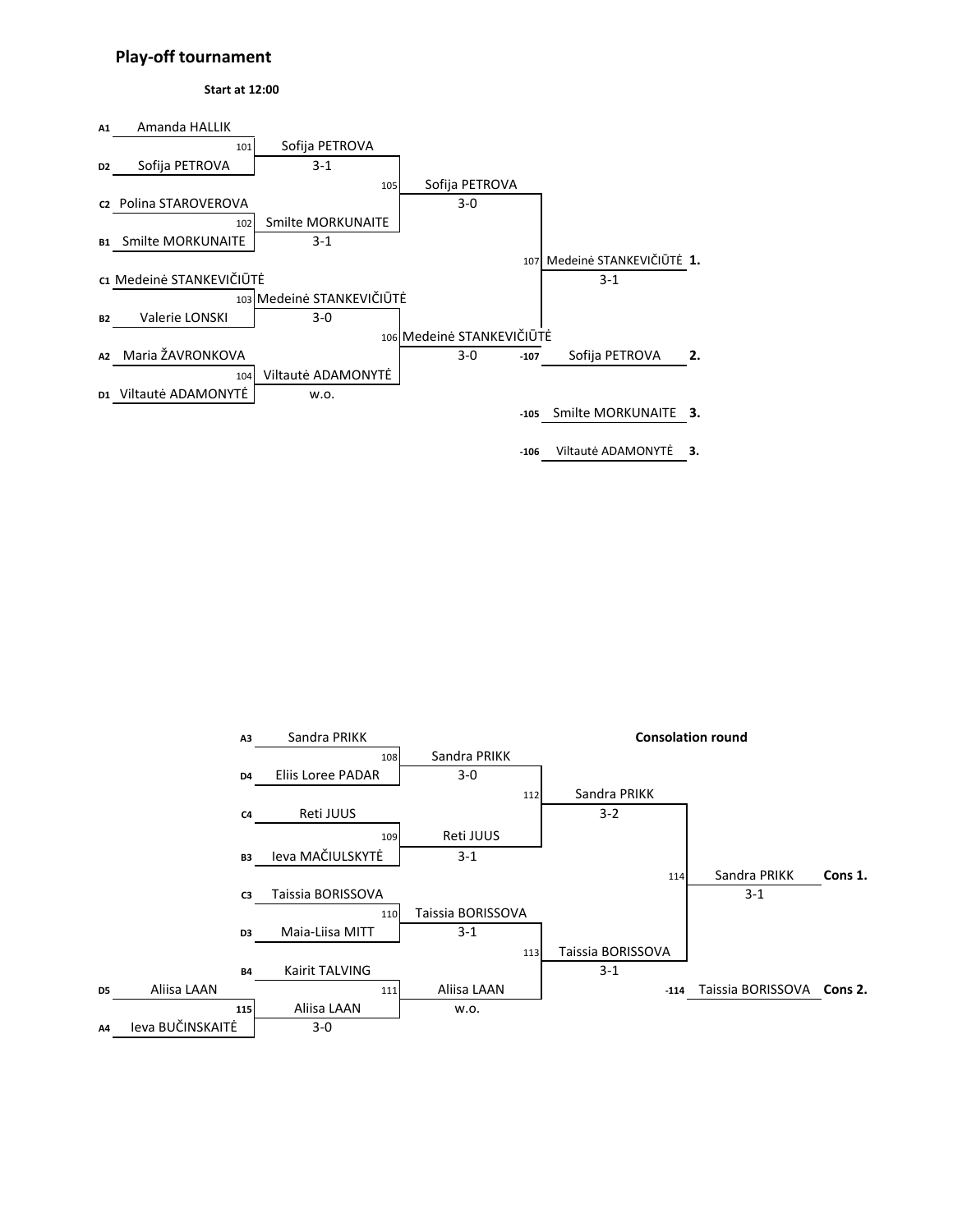**Play-off tournament**

**Start at 12:00**

A1 Amanda HALLIK

D2 Sofija PETROVA

101 Sofija PETROVA
3-1

C2 Polina STAROVEROVA

B1 Smilte MORKUNAITE

102 Smilte MORKUNAITE
3-1

105 Sofija PETROVA
3-0

C1 Medeinė STANKEVIČIŪTĖ

B2 Valerie LONSKI

103 Medeinė STANKEVIČIŪTĖ
3-0

A2 Maria ŽAVRONKOVA

D1 Viltautė ADAMONYTĖ

104 Viltautė ADAMONYTĖ
w.o.

106 Medeinė STANKEVIČIŪTĖ
3-0

107 Medeinė STANKEVIČIŪTĖ **1.**
3-1

-107 Sofija PETROVA **2.**

-105 Smilte MORKUNAITE **3.**

-106 Viltautė ADAMONYTĖ **3.**

**Consolation round**

A3 Sandra PRIKK

D4 Eliis Loree PADAR

108 Sandra PRIKK
3-0

C4 Reti JUUS

B3 Ieva MAČIULSKYTĖ

109 Reti JUUS
3-1

112 Sandra PRIKK
3-2

C3 Taissia BORISSOVA

D3 Maia-Liisa MITT

110 Taissia BORISSOVA
3-1

B4 Kairit TALVING

D5 Aliisa LAAN

A4 Ieva BUČINSKAITĖ

115 Aliisa LAAN
3-0

111 Aliisa LAAN
w.o.

113 Taissia BORISSOVA
3-1

114 Sandra PRIKK **Cons 1.**
3-1

-114 Taissia BORISSOVA **Cons 2.**